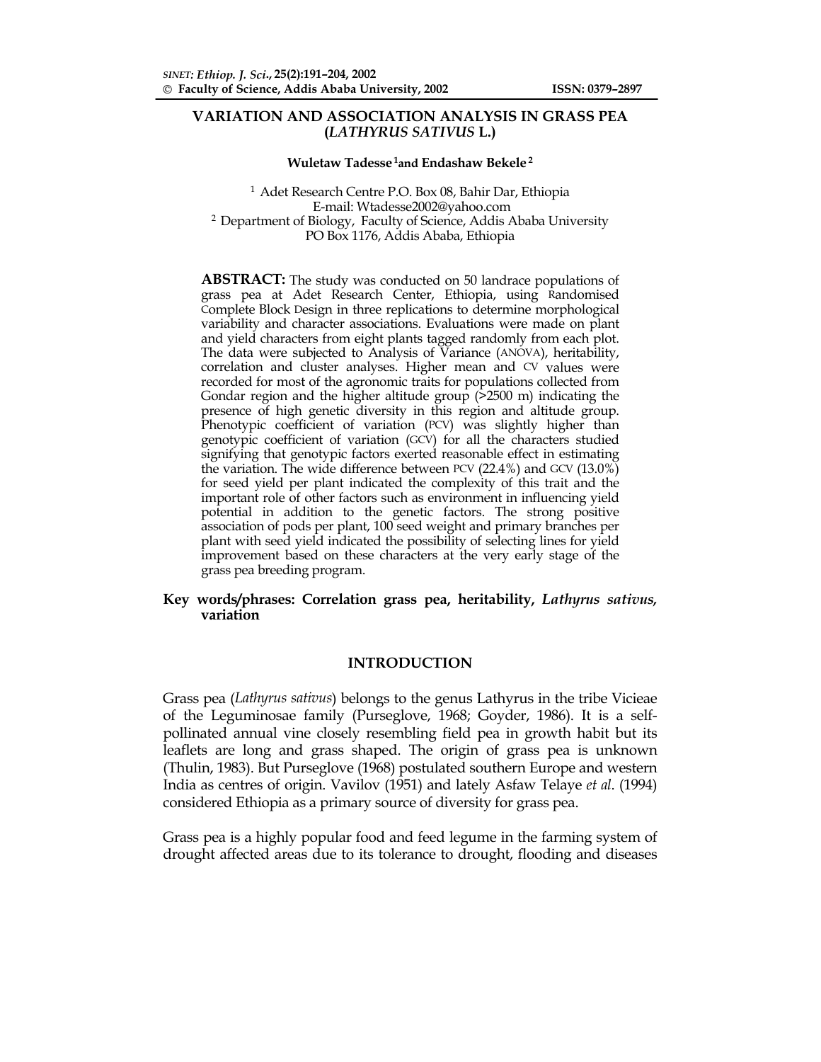# VARIATION AND ASSOCIATION ANALYSIS IN GRASS PEA (*LATHYRUS SATIVUS* L.)

**Wuletaw Tadesse**[1] **and Endashaw Bekele**[2]

[1] Adet Research Centre P.O. Box 08, Bahir Dar, Ethiopia
E-mail: Wtadesse2002@yahoo.com
[2] Department of Biology, Faculty of Science, Addis Ababa University
PO Box 1176, Addis Ababa, Ethiopia

**ABSTRACT:** The study was conducted on 50 landrace populations of grass pea at Adet Research Center, Ethiopia, using Randomised Complete Block Design in three replications to determine morphological variability and character associations. Evaluations were made on plant and yield characters from eight plants tagged randomly from each plot. The data were subjected to Analysis of Variance (ANOVA), heritability, correlation and cluster analyses. Higher mean and CV values were recorded for most of the agronomic traits for populations collected from Gondar region and the higher altitude group (>2500 m) indicating the presence of high genetic diversity in this region and altitude group. Phenotypic coefficient of variation (PCV) was slightly higher than genotypic coefficient of variation (GCV) for all the characters studied signifying that genotypic factors exerted reasonable effect in estimating the variation. The wide difference between PCV (22.4%) and GCV (13.0%) for seed yield per plant indicated the complexity of this trait and the important role of other factors such as environment in influencing yield potential in addition to the genetic factors. The strong positive association of pods per plant, 100 seed weight and primary branches per plant with seed yield indicated the possibility of selecting lines for yield improvement based on these characters at the very early stage of the grass pea breeding program.

**Key words/phrases: Correlation grass pea, heritability, *Lathyrus sativus*, variation**

## INTRODUCTION

Grass pea (*Lathyrus sativus*) belongs to the genus Lathyrus in the tribe Vicieae of the Leguminosae family (Purseglove, 1968; Goyder, 1986). It is a self-pollinated annual vine closely resembling field pea in growth habit but its leaflets are long and grass shaped. The origin of grass pea is unknown (Thulin, 1983). But Purseglove (1968) postulated southern Europe and western India as centres of origin. Vavilov (1951) and lately Asfaw Telaye *et al.* (1994) considered Ethiopia as a primary source of diversity for grass pea.

Grass pea is a highly popular food and feed legume in the farming system of drought affected areas due to its tolerance to drought, flooding and diseases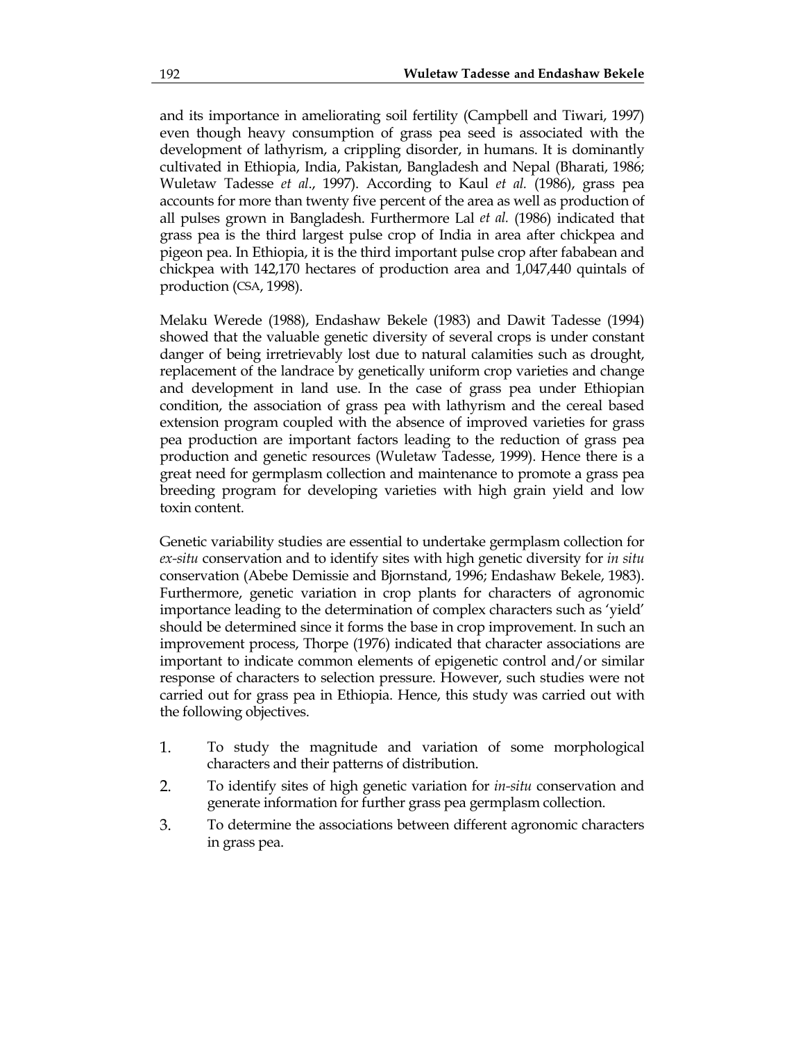and its importance in ameliorating soil fertility (Campbell and Tiwari, 1997) even though heavy consumption of grass pea seed is associated with the development of lathyrism, a crippling disorder, in humans. It is dominantly cultivated in Ethiopia, India, Pakistan, Bangladesh and Nepal (Bharati, 1986; Wuletaw Tadesse *et al*., 1997). According to Kaul *et al.* (1986), grass pea accounts for more than twenty five percent of the area as well as production of all pulses grown in Bangladesh. Furthermore Lal *et al.* (1986) indicated that grass pea is the third largest pulse crop of India in area after chickpea and pigeon pea. In Ethiopia, it is the third important pulse crop after fababean and chickpea with 142,170 hectares of production area and 1,047,440 quintals of production (CSA, 1998).

Melaku Werede (1988), Endashaw Bekele (1983) and Dawit Tadesse (1994) showed that the valuable genetic diversity of several crops is under constant danger of being irretrievably lost due to natural calamities such as drought, replacement of the landrace by genetically uniform crop varieties and change and development in land use. In the case of grass pea under Ethiopian condition, the association of grass pea with lathyrism and the cereal based extension program coupled with the absence of improved varieties for grass pea production are important factors leading to the reduction of grass pea production and genetic resources (Wuletaw Tadesse, 1999). Hence there is a great need for germplasm collection and maintenance to promote a grass pea breeding program for developing varieties with high grain yield and low toxin content.

Genetic variability studies are essential to undertake germplasm collection for *ex-situ* conservation and to identify sites with high genetic diversity for *in situ* conservation (Abebe Demissie and Bjornstand, 1996; Endashaw Bekele, 1983). Furthermore, genetic variation in crop plants for characters of agronomic importance leading to the determination of complex characters such as 'yield' should be determined since it forms the base in crop improvement. In such an improvement process, Thorpe (1976) indicated that character associations are important to indicate common elements of epigenetic control and/or similar response of characters to selection pressure. However, such studies were not carried out for grass pea in Ethiopia. Hence, this study was carried out with the following objectives.

1. To study the magnitude and variation of some morphological characters and their patterns of distribution.
2. To identify sites of high genetic variation for *in-situ* conservation and generate information for further grass pea germplasm collection.
3. To determine the associations between different agronomic characters in grass pea.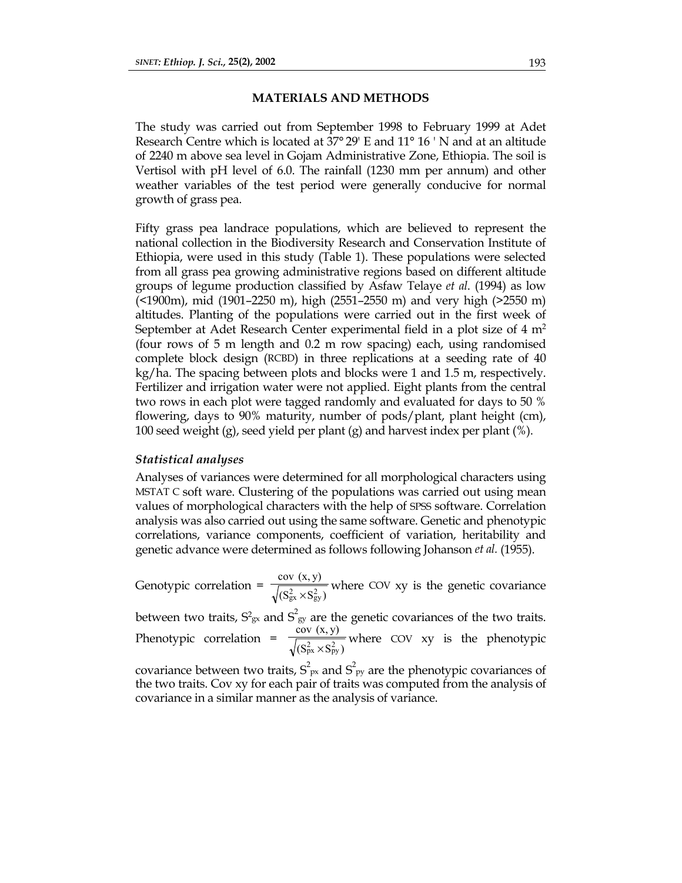## MATERIALS AND METHODS

The study was carried out from September 1998 to February 1999 at Adet Research Centre which is located at 37° 29' E and 11° 16 ' N and at an altitude of 2240 m above sea level in Gojam Administrative Zone, Ethiopia. The soil is Vertisol with pH level of 6.0. The rainfall (1230 mm per annum) and other weather variables of the test period were generally conducive for normal growth of grass pea.

Fifty grass pea landrace populations, which are believed to represent the national collection in the Biodiversity Research and Conservation Institute of Ethiopia, were used in this study (Table 1). These populations were selected from all grass pea growing administrative regions based on different altitude groups of legume production classified by Asfaw Telaye *et al*. (1994) as low (<1900m), mid (1901–2250 m), high (2551–2550 m) and very high (>2550 m) altitudes. Planting of the populations were carried out in the first week of September at Adet Research Center experimental field in a plot size of 4 $m^2$ (four rows of 5 m length and 0.2 m row spacing) each, using randomised complete block design (RCBD) in three replications at a seeding rate of 40 kg/ha. The spacing between plots and blocks were 1 and 1.5 m, respectively. Fertilizer and irrigation water were not applied. Eight plants from the central two rows in each plot were tagged randomly and evaluated for days to 50 % flowering, days to 90% maturity, number of pods/plant, plant height (cm), 100 seed weight (g), seed yield per plant (g) and harvest index per plant (%).

### *Statistical analyses*

Analyses of variances were determined for all morphological characters using MSTAT C soft ware. Clustering of the populations was carried out using mean values of morphological characters with the help of SPSS software. Correlation analysis was also carried out using the same software. Genetic and phenotypic correlations, variance components, coefficient of variation, heritability and genetic advance were determined as follows following Johanson *et al.* (1955).

Genotypic correlation = $\frac{\text{cov (x, y)}}{\sqrt{(S_{gx}^2 \times S_{gy}^2)}}$ where COV xy is the genetic covariance between two traits, $S^2_{gx}$ and $S^2_{gy}$ are the genetic covariances of the two traits.

Phenotypic correlation = $\frac{\text{cov (x, y)}}{\sqrt{(S_{px}^2 \times S_{py}^2)}}$ where COV xy is the phenotypic covariance between two traits, $S^2_{px}$ and $S^2_{py}$ are the phenotypic covariances of the two traits. Cov xy for each pair of traits was computed from the analysis of covariance in a similar manner as the analysis of variance.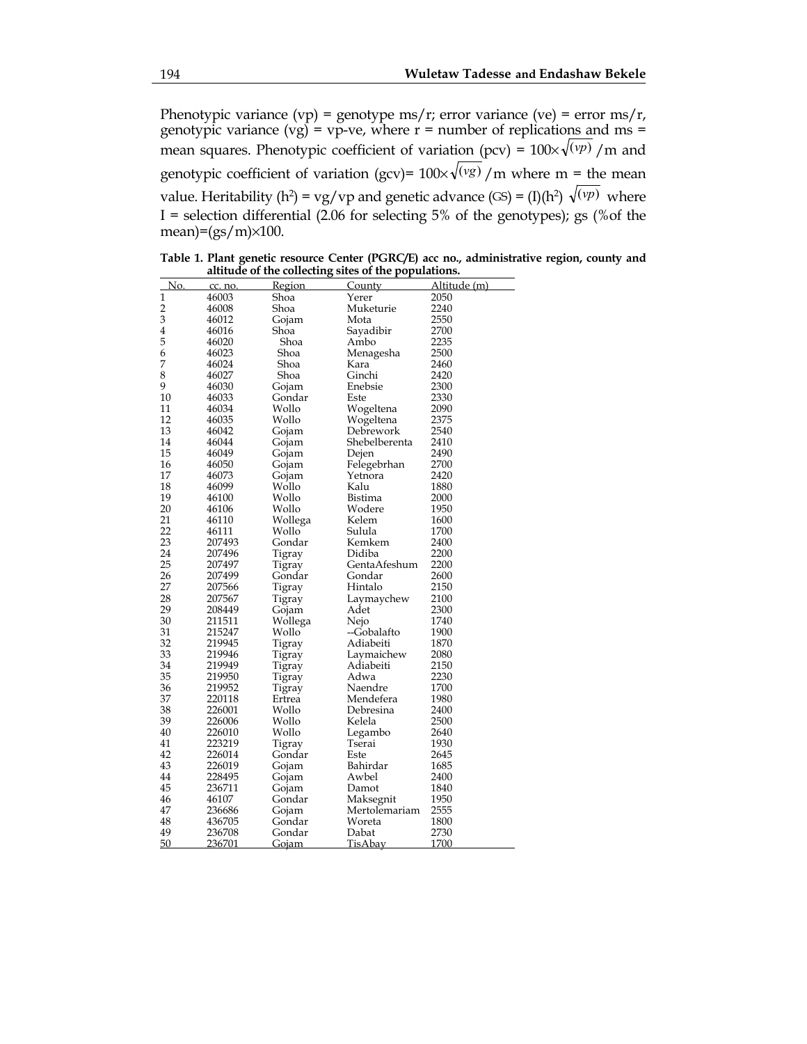Phenotypic variance (vp) = genotype ms/r; error variance (ve) = error ms/r, genotypic variance (vg) = vp-ve, where r = number of replications and ms = mean squares. Phenotypic coefficient of variation (pcv) = $100\times\sqrt{(vp)}$ /m and genotypic coefficient of variation (gcv)= $100\times\sqrt{(vg)}$ /m where m = the mean value. Heritability ($h^2$) = vg/vp and genetic advance (GS) = (I)($h^2$) $\sqrt{(vp)}$ where I = selection differential (2.06 for selecting 5% of the genotypes); gs (%of the mean)=(gs/m)×100.

**Table 1. Plant genetic resource Center (PGRC/E) acc no., administrative region, county and altitude of the collecting sites of the populations.**

| No. | cc. no. | Region | County | Altitude (m) |
|---|---|---|---|---|
| 1 | 46003 | Shoa | Yerer | 2050 |
| 2 | 46008 | Shoa | Muketurie | 2240 |
| 3 | 46012 | Gojam | Mota | 2550 |
| 4 | 46016 | Shoa | Sayadibir | 2700 |
| 5 | 46020 | Shoa | Ambo | 2235 |
| 6 | 46023 | Shoa | Menagesha | 2500 |
| 7 | 46024 | Shoa | Kara | 2460 |
| 8 | 46027 | Shoa | Ginchi | 2420 |
| 9 | 46030 | Gojam | Enebsie | 2300 |
| 10 | 46033 | Gondar | Este | 2330 |
| 11 | 46034 | Wollo | Wogeltena | 2090 |
| 12 | 46035 | Wollo | Wogeltena | 2375 |
| 13 | 46042 | Gojam | Debrework | 2540 |
| 14 | 46044 | Gojam | Shebelberenta | 2410 |
| 15 | 46049 | Gojam | Dejen | 2490 |
| 16 | 46050 | Gojam | Felegebrhan | 2700 |
| 17 | 46073 | Gojam | Yetnora | 2420 |
| 18 | 46099 | Wollo | Kalu | 1880 |
| 19 | 46100 | Wollo | Bistima | 2000 |
| 20 | 46106 | Wollo | Wodere | 1950 |
| 21 | 46110 | Wollega | Kelem | 1600 |
| 22 | 46111 | Wollo | Sulula | 1700 |
| 23 | 207493 | Gondar | Kemkem | 2400 |
| 24 | 207496 | Tigray | Didiba | 2200 |
| 25 | 207497 | Tigray | GentaAfeshum | 2200 |
| 26 | 207499 | Gondar | Gondar | 2600 |
| 27 | 207566 | Tigray | Hintalo | 2150 |
| 28 | 207567 | Tigray | Laymaychew | 2100 |
| 29 | 208449 | Gojam | Adet | 2300 |
| 30 | 211511 | Wollega | Nejo | 1740 |
| 31 | 215247 | Wollo | --Gobalafto | 1900 |
| 32 | 219945 | Tigray | Adiabeiti | 1870 |
| 33 | 219946 | Tigray | Laymaichew | 2080 |
| 34 | 219949 | Tigray | Adiabeiti | 2150 |
| 35 | 219950 | Tigray | Adwa | 2230 |
| 36 | 219952 | Tigray | Naendre | 1700 |
| 37 | 220118 | Ertrea | Mendefera | 1980 |
| 38 | 226001 | Wollo | Debresina | 2400 |
| 39 | 226006 | Wollo | Kelela | 2500 |
| 40 | 226010 | Wollo | Legambo | 2640 |
| 41 | 223219 | Tigray | Tserai | 1930 |
| 42 | 226014 | Gondar | Este | 2645 |
| 43 | 226019 | Gojam | Bahirdar | 1685 |
| 44 | 228495 | Gojam | Awbel | 2400 |
| 45 | 236711 | Gojam | Damot | 1840 |
| 46 | 46107 | Gondar | Maksegnit | 1950 |
| 47 | 236686 | Gojam | Mertolemariam | 2555 |
| 48 | 436705 | Gondar | Woreta | 1800 |
| 49 | 236708 | Gondar | Dabat | 2730 |
| 50 | 236701 | Gojam | TisAbay | 1700 |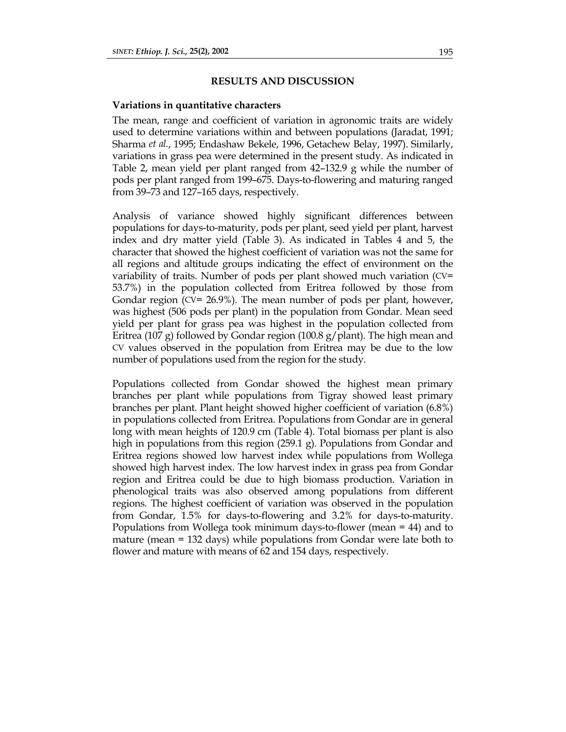## RESULTS AND DISCUSSION

### Variations in quantitative characters

The mean, range and coefficient of variation in agronomic traits are widely used to determine variations within and between populations (Jaradat, 1991; Sharma *et al.*, 1995; Endashaw Bekele, 1996, Getachew Belay, 1997). Similarly, variations in grass pea were determined in the present study. As indicated in Table 2, mean yield per plant ranged from 42–132.9 g while the number of pods per plant ranged from 199–675. Days-to-flowering and maturing ranged from 39–73 and 127–165 days, respectively.

Analysis of variance showed highly significant differences between populations for days-to-maturity, pods per plant, seed yield per plant, harvest index and dry matter yield (Table 3). As indicated in Tables 4 and 5, the character that showed the highest coefficient of variation was not the same for all regions and altitude groups indicating the effect of environment on the variability of traits. Number of pods per plant showed much variation (CV= 53.7%) in the population collected from Eritrea followed by those from Gondar region (CV= 26.9%). The mean number of pods per plant, however, was highest (506 pods per plant) in the population from Gondar. Mean seed yield per plant for grass pea was highest in the population collected from Eritrea (107 g) followed by Gondar region (100.8 g/plant). The high mean and CV values observed in the population from Eritrea may be due to the low number of populations used from the region for the study.

Populations collected from Gondar showed the highest mean primary branches per plant while populations from Tigray showed least primary branches per plant. Plant height showed higher coefficient of variation (6.8%) in populations collected from Eritrea. Populations from Gondar are in general long with mean heights of 120.9 cm (Table 4). Total biomass per plant is also high in populations from this region (259.1 g). Populations from Gondar and Eritrea regions showed low harvest index while populations from Wollega showed high harvest index. The low harvest index in grass pea from Gondar region and Eritrea could be due to high biomass production. Variation in phenological traits was also observed among populations from different regions. The highest coefficient of variation was observed in the population from Gondar, 1.5% for days-to-flowering and 3.2% for days-to-maturity. Populations from Wollega took minimum days-to-flower (mean = 44) and to mature (mean = 132 days) while populations from Gondar were late both to flower and mature with means of 62 and 154 days, respectively.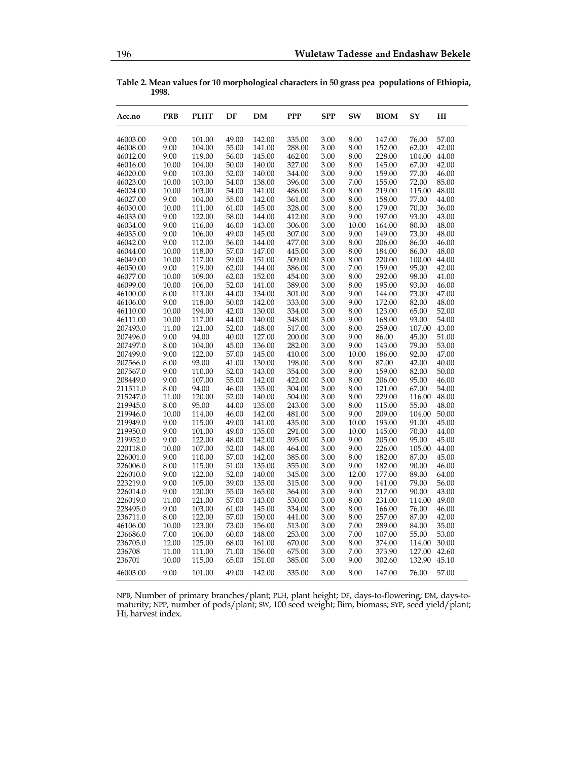**Table 2. Mean values for 10 morphological characters in 50 grass pea populations of Ethiopia, 1998.**

| Acc.no | PRB | PLHT | DF | DM | PPP | SPP | SW | BIOM | SY | HI |
|---|---|---|---|---|---|---|---|---|---|---|
| 46003.00 | 9.00 | 101.00 | 49.00 | 142.00 | 335.00 | 3.00 | 8.00 | 147.00 | 76.00 | 57.00 |
| 46008.00 | 9.00 | 104.00 | 55.00 | 141.00 | 288.00 | 3.00 | 8.00 | 152.00 | 62.00 | 42.00 |
| 46012.00 | 9.00 | 119.00 | 56.00 | 145.00 | 462.00 | 3.00 | 8.00 | 228.00 | 104.00 | 44.00 |
| 46016.00 | 10.00 | 104.00 | 50.00 | 140.00 | 327.00 | 3.00 | 8.00 | 145.00 | 67.00 | 42.00 |
| 46020.00 | 9.00 | 103.00 | 52.00 | 140.00 | 344.00 | 3.00 | 9.00 | 159.00 | 77.00 | 46.00 |
| 46023.00 | 10.00 | 103.00 | 54.00 | 138.00 | 396.00 | 3.00 | 7.00 | 155.00 | 72.00 | 85.00 |
| 46024.00 | 10.00 | 103.00 | 54.00 | 141.00 | 486.00 | 3.00 | 8.00 | 219.00 | 115.00 | 48.00 |
| 46027.00 | 9.00 | 104.00 | 55.00 | 142.00 | 361.00 | 3.00 | 8.00 | 158.00 | 77.00 | 44.00 |
| 46030.00 | 10.00 | 111.00 | 61.00 | 145.00 | 328.00 | 3.00 | 8.00 | 179.00 | 70.00 | 36.00 |
| 46033.00 | 9.00 | 122.00 | 58.00 | 144.00 | 412.00 | 3.00 | 9.00 | 197.00 | 93.00 | 43.00 |
| 46034.00 | 9.00 | 116.00 | 46.00 | 143.00 | 306.00 | 3.00 | 10.00 | 164.00 | 80.00 | 48.00 |
| 46035.00 | 9.00 | 106.00 | 49.00 | 145.00 | 307.00 | 3.00 | 9.00 | 149.00 | 73.00 | 48.00 |
| 46042.00 | 9.00 | 112.00 | 56.00 | 144.00 | 477.00 | 3.00 | 8.00 | 206.00 | 86.00 | 46.00 |
| 46044.00 | 10.00 | 118.00 | 57.00 | 147.00 | 445.00 | 3.00 | 8.00 | 184.00 | 86.00 | 48.00 |
| 46049.00 | 10.00 | 117.00 | 59.00 | 151.00 | 509.00 | 3.00 | 8.00 | 220.00 | 100.00 | 44.00 |
| 46050.00 | 9.00 | 119.00 | 62.00 | 144.00 | 386.00 | 3.00 | 7.00 | 159.00 | 95.00 | 42.00 |
| 46077.00 | 10.00 | 109.00 | 62.00 | 152.00 | 454.00 | 3.00 | 8.00 | 292.00 | 98.00 | 41.00 |
| 46099.00 | 10.00 | 106.00 | 52.00 | 141.00 | 389.00 | 3.00 | 8.00 | 195.00 | 93.00 | 46.00 |
| 46100.00 | 8.00 | 113.00 | 44.00 | 134.00 | 301.00 | 3.00 | 9.00 | 144.00 | 73.00 | 47.00 |
| 46106.00 | 9.00 | 118.00 | 50.00 | 142.00 | 333.00 | 3.00 | 9.00 | 172.00 | 82.00 | 48.00 |
| 46110.00 | 10.00 | 194.00 | 42.00 | 130.00 | 334.00 | 3.00 | 8.00 | 123.00 | 65.00 | 52.00 |
| 46111.00 | 10.00 | 117.00 | 44.00 | 140.00 | 348.00 | 3.00 | 9.00 | 168.00 | 93.00 | 54.00 |
| 207493.0 | 11.00 | 121.00 | 52.00 | 148.00 | 517.00 | 3.00 | 8.00 | 259.00 | 107.00 | 43.00 |
| 207496.0 | 9.00 | 94.00 | 40.00 | 127.00 | 200.00 | 3.00 | 9.00 | 86.00 | 45.00 | 51.00 |
| 207497.0 | 8.00 | 104.00 | 45.00 | 136.00 | 282.00 | 3.00 | 9.00 | 143.00 | 79.00 | 53.00 |
| 207499.0 | 9.00 | 122.00 | 57.00 | 145.00 | 410.00 | 3.00 | 10.00 | 186.00 | 92.00 | 47.00 |
| 207566.0 | 8.00 | 93.00 | 41.00 | 130.00 | 198.00 | 3.00 | 8.00 | 87.00 | 42.00 | 40.00 |
| 207567.0 | 9.00 | 110.00 | 52.00 | 143.00 | 354.00 | 3.00 | 9.00 | 159.00 | 82.00 | 50.00 |
| 208449.0 | 9.00 | 107.00 | 55.00 | 142.00 | 422.00 | 3.00 | 8.00 | 206.00 | 95.00 | 46.00 |
| 211511.0 | 8.00 | 94.00 | 46.00 | 135.00 | 304.00 | 3.00 | 8.00 | 121.00 | 67.00 | 54.00 |
| 215247.0 | 11.00 | 120.00 | 52.00 | 140.00 | 504.00 | 3.00 | 8.00 | 229.00 | 116.00 | 48.00 |
| 219945.0 | 8.00 | 95.00 | 44.00 | 135.00 | 243.00 | 3.00 | 8.00 | 115.00 | 55.00 | 48.00 |
| 219946.0 | 10.00 | 114.00 | 46.00 | 142.00 | 481.00 | 3.00 | 9.00 | 209.00 | 104.00 | 50.00 |
| 219949.0 | 9.00 | 115.00 | 49.00 | 141.00 | 435.00 | 3.00 | 10.00 | 193.00 | 91.00 | 45.00 |
| 219950.0 | 9.00 | 101.00 | 49.00 | 135.00 | 291.00 | 3.00 | 10.00 | 145.00 | 70.00 | 44.00 |
| 219952.0 | 9.00 | 122.00 | 48.00 | 142.00 | 395.00 | 3.00 | 9.00 | 205.00 | 95.00 | 45.00 |
| 220118.0 | 10.00 | 107.00 | 52.00 | 148.00 | 464.00 | 3.00 | 9.00 | 226.00 | 105.00 | 44.00 |
| 226001.0 | 9.00 | 110.00 | 57.00 | 142.00 | 385.00 | 3.00 | 8.00 | 182.00 | 87.00 | 45.00 |
| 226006.0 | 8.00 | 115.00 | 51.00 | 135.00 | 355.00 | 3.00 | 9.00 | 182.00 | 90.00 | 46.00 |
| 226010.0 | 9.00 | 122.00 | 52.00 | 140.00 | 345.00 | 3.00 | 12.00 | 177.00 | 89.00 | 64.00 |
| 223219.0 | 9.00 | 105.00 | 39.00 | 135.00 | 315.00 | 3.00 | 9.00 | 141.00 | 79.00 | 56.00 |
| 226014.0 | 9.00 | 120.00 | 55.00 | 165.00 | 364.00 | 3.00 | 9.00 | 217.00 | 90.00 | 43.00 |
| 226019.0 | 11.00 | 121.00 | 57.00 | 143.00 | 530.00 | 3.00 | 8.00 | 231.00 | 114.00 | 49.00 |
| 228495.0 | 9.00 | 103.00 | 61.00 | 145.00 | 334.00 | 3.00 | 8.00 | 166.00 | 76.00 | 46.00 |
| 236711.0 | 8.00 | 122.00 | 57.00 | 150.00 | 441.00 | 3.00 | 8.00 | 257.00 | 87.00 | 42.00 |
| 46106.00 | 10.00 | 123.00 | 73.00 | 156.00 | 513.00 | 3.00 | 7.00 | 289.00 | 84.00 | 35.00 |
| 236686.0 | 7.00 | 106.00 | 60.00 | 148.00 | 253.00 | 3.00 | 7.00 | 107.00 | 55.00 | 53.00 |
| 236705.0 | 12.00 | 125.00 | 68.00 | 161.00 | 670.00 | 3.00 | 8.00 | 374.00 | 114.00 | 30.00 |
| 236708 | 11.00 | 111.00 | 71.00 | 156.00 | 675.00 | 3.00 | 7.00 | 373.90 | 127.00 | 42.60 |
| 236701 | 10.00 | 115.00 | 65.00 | 151.00 | 385.00 | 3.00 | 9.00 | 302.60 | 132.90 | 45.10 |
| 46003.00 | 9.00 | 101.00 | 49.00 | 142.00 | 335.00 | 3.00 | 8.00 | 147.00 | 76.00 | 57.00 |

NPB, Number of primary branches/plant; PLH, plant height; DF, days-to-flowering; DM, days-to-maturity; NPP, number of pods/plant; SW, 100 seed weight; Bim, biomass; SYP, seed yield/plant; Hi, harvest index.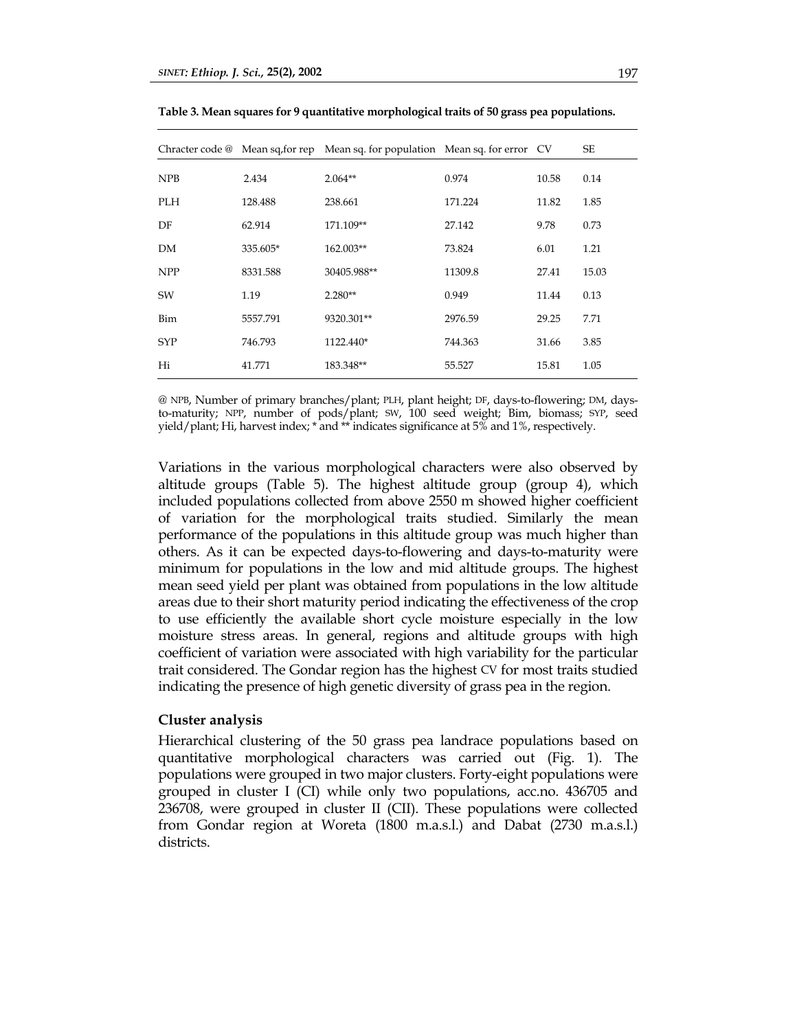**Table 3. Mean squares for 9 quantitative morphological traits of 50 grass pea populations.**

| Chracter code @ | Mean sq.for rep | Mean sq. for population | Mean sq. for error | CV | SE |
|---|---|---|---|---|---|
| NPB | 2.434 | 2.064** | 0.974 | 10.58 | 0.14 |
| PLH | 128.488 | 238.661 | 171.224 | 11.82 | 1.85 |
| DF | 62.914 | 171.109** | 27.142 | 9.78 | 0.73 |
| DM | 335.605* | 162.003** | 73.824 | 6.01 | 1.21 |
| NPP | 8331.588 | 30405.988** | 11309.8 | 27.41 | 15.03 |
| SW | 1.19 | 2.280** | 0.949 | 11.44 | 0.13 |
| Bim | 5557.791 | 9320.301** | 2976.59 | 29.25 | 7.71 |
| SYP | 746.793 | 1122.440* | 744.363 | 31.66 | 3.85 |
| Hi | 41.771 | 183.348** | 55.527 | 15.81 | 1.05 |

@ NPB, Number of primary branches/plant; PLH, plant height; DF, days-to-flowering; DM, days-to-maturity; NPP, number of pods/plant; SW, 100 seed weight; Bim, biomass; SYP, seed yield/plant; Hi, harvest index; * and ** indicates significance at 5% and 1%, respectively.

Variations in the various morphological characters were also observed by altitude groups (Table 5). The highest altitude group (group 4), which included populations collected from above 2550 m showed higher coefficient of variation for the morphological traits studied. Similarly the mean performance of the populations in this altitude group was much higher than others. As it can be expected days-to-flowering and days-to-maturity were minimum for populations in the low and mid altitude groups. The highest mean seed yield per plant was obtained from populations in the low altitude areas due to their short maturity period indicating the effectiveness of the crop to use efficiently the available short cycle moisture especially in the low moisture stress areas. In general, regions and altitude groups with high coefficient of variation were associated with high variability for the particular trait considered. The Gondar region has the highest CV for most traits studied indicating the presence of high genetic diversity of grass pea in the region.

### Cluster analysis

Hierarchical clustering of the 50 grass pea landrace populations based on quantitative morphological characters was carried out (Fig. 1). The populations were grouped in two major clusters. Forty-eight populations were grouped in cluster I (CI) while only two populations, acc.no. 436705 and 236708, were grouped in cluster II (CII). These populations were collected from Gondar region at Woreta (1800 m.a.s.l.) and Dabat (2730 m.a.s.l.) districts.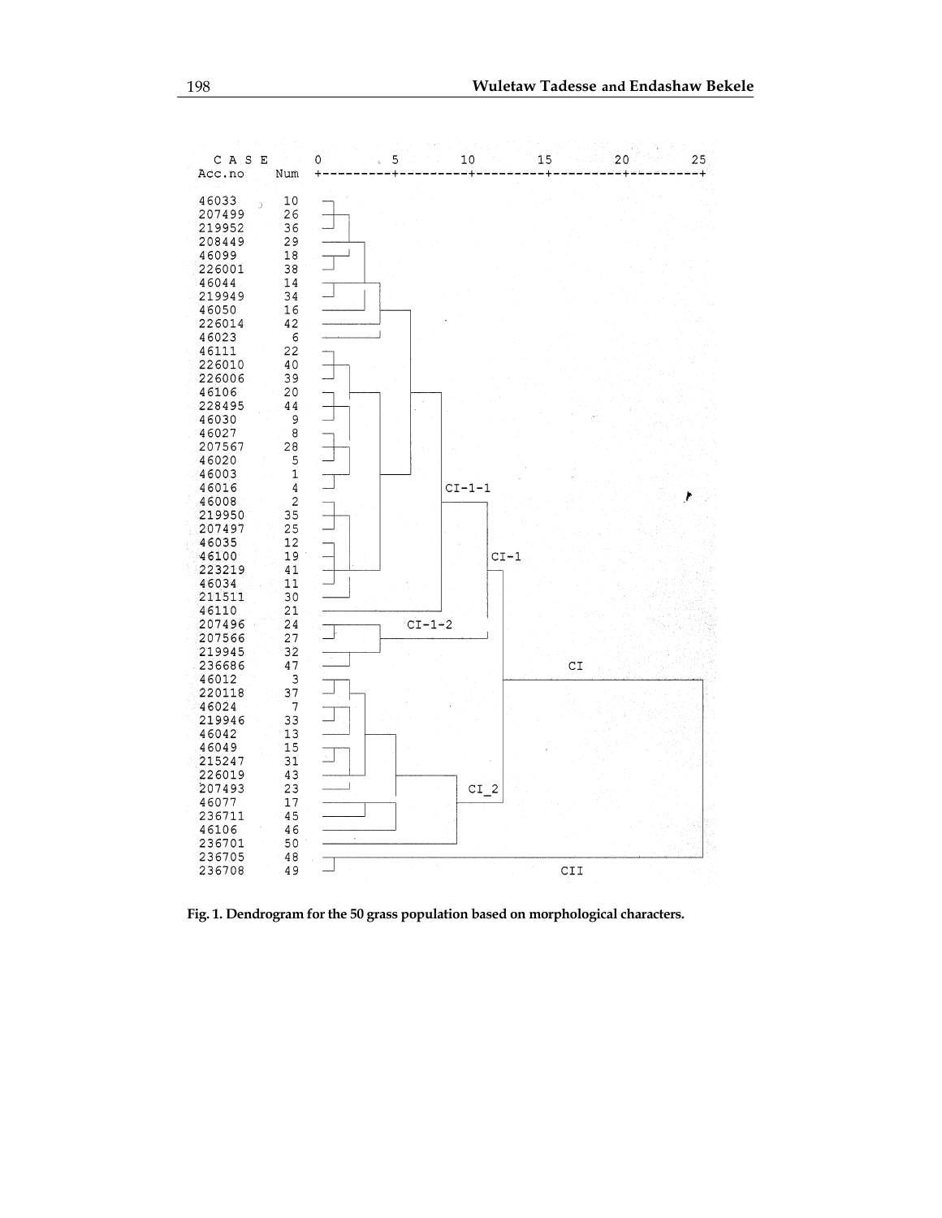```
 C A S E        0         5        10        15        20        25
Acc.no    Num   +---------+---------+---------+---------+---------+

46033      10
207499     26
219952     36
208449     29
46099      18
226001     38
46044      14
219949     34
46050      16
226014     42
46023       6
46111      22
226010     40
226006     39
46106      20
228495     44
46030       9
46027       8
207567     28
46020       5
46003       1
46016       4                           CI-1-1
46008       2
219950     35
207497     25
46035      12
46100      19                                   CI-1
223219     41
46034      11
211511     30
46110      21
207496     24                CI-1-2
207566     27
219945     32
236686     47                                             CI
46012       3
220118     37
46024       7
219946     33
46042      13
46049      15
215247     31
226019     43
207493     23                              CI_2
46077      17
236711     45
46106      46
236701     50
236705     48
236708     49                                            CII
```

**Fig. 1. Dendrogram for the 50 grass population based on morphological characters.**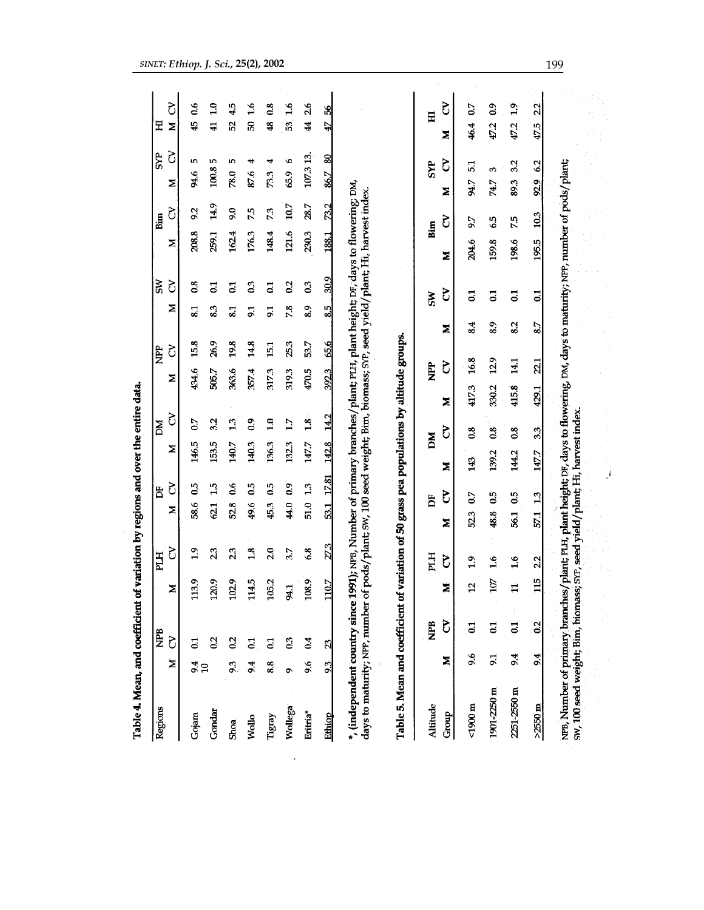**Table 4. Mean, and coefficient of variation by regions and over the entire data.**

| Regions | NPB | | PLH | | DF | | DM | | NPP | | SW | | Bim | | SYP | | HI | |
|---|---|---|---|---|---|---|---|---|---|---|---|---|---|---|---|---|---|---|
| | M | CV | M | CV | M | CV | M | CV | M | CV | M | CV | M | CV | M | CV | M | CV |
| Gojam | 9.4 | 0.1 | 113.9 | 1.9 | 58.6 | 0.5 | 146.5 | 0.7 | 434.6 | 15.8 | 8.1 | 0.8 | 208.8 | 9.2 | 94.6 | 5 | 45 | 0.6 |
| Gondar | 10 | 0.2 | 120.9 | 2.3 | 62.1 | 1.5 | 153.5 | 3.2 | 505.7 | 26.9 | 8.3 | 0.1 | 259.1 | 14.9 | 100.8 | 5 | 41 | 1.0 |
| Shoa | 9.3 | 0.2 | 102.9 | 2.3 | 52.8 | 0.6 | 140.7 | 1.3 | 363.6 | 19.8 | 8.1 | 0.1 | 162.4 | 9.0 | 78.0 | 5 | 52 | 4.5 |
| Wollo | 9.4 | 0.1 | 114.5 | 1.8 | 49.6 | 0.5 | 140.3 | 0.9 | 357.4 | 14.8 | 9.1 | 0.3 | 176.3 | 7.5 | 87.6 | 4 | 50 | 1.6 |
| Tigray | 8.8 | 0.1 | 105.2 | 2.0 | 45.3 | 0.5 | 136.3 | 1.0 | 317.3 | 15.1 | 9.1 | 0.1 | 148.4 | 7.3 | 73.3 | 4 | 48 | 0.8 |
| Wollega | 9 | 0.3 | 94.1 | 3.7 | 44.0 | 0.9 | 132.3 | 1.7 | 319.3 | 25.3 | 7.8 | 0.2 | 121.6 | 10.7 | 65.9 | 6 | 53 | 1.6 |
| Eritria* | 9.6 | 0.4 | 108.9 | 6.8 | 51.0 | 1.3 | 147.7 | 1.8 | 470.5 | 53.7 | 8.9 | 0.3 | 230.3 | 28.7 | 107.3 | 13. | 44 | 2.6 |
| Ethiop | 9.3 | 23 | 110.7 | 27.3 | 53.1 | 17.81 | 142.8 | 14.2 | 392.3 | 65.6 | 8.5 | 30.9 | 188.1 | 73.2 | 86.7 | 80 | 47 | 56 |

*, (independent country since 1991); NPB, Number of primary branches/plant; PLH, plant height; DF, days to flowering; DM, days to maturity; NPP, number of pods/plant; SW, 100 seed weight; Bim, biomass; SYP, seed yield/plant; Hi, harvest index.

**Table 5. Mean and coefficient of variation of 50 grass pea populations by altitude groups.**

| Altitude Group | NPB | | PLH | | DF | | DM | | NPP | | SW | | Bim | | SYP | | HI | |
|---|---|---|---|---|---|---|---|---|---|---|---|---|---|---|---|---|---|---|
| | M | CV | M | CV | M | CV | M | CV | M | CV | M | CV | M | CV | M | CV | M | CV |
| <1900 m | 9.6 | 0.1 | 12 | 1.9 | 52.3 | 0.7 | 143 | 0.8 | 417.3 | 16.8 | 8.4 | 0.1 | 204.6 | 9.7 | 94.7 | 5.1 | 46.4 | 0.7 |
| 1901-2250 m | 9.1 | 0.1 | 107 | 1.6 | 48.8 | 0.5 | 139.2 | 0.8 | 330.2 | 12.9 | 8.9 | 0.1 | 159.8 | 6.5 | 74.7 | 3 | 47.2 | 0.9 |
| 2251-2550 m | 9.4 | 0.1 | 11 | 1.6 | 56.1 | 0.5 | 144.2 | 0.8 | 415.8 | 14.1 | 8.2 | 0.1 | 198.6 | 7.5 | 89.3 | 3.2 | 47.2 | 1.9 |
| >2550 m | 9.4 | 0.2 | 115 | 2.2 | 57.1 | 1.3 | 147.7 | 3.3 | 429.1 | 22.1 | 8.7 | 0.1 | 195.5 | 10.3 | 92.9 | 6.2 | 47.5 | 2.2 |

NPB, Number of primary branches/plant; PLH, plant height; DF, days to flowering, DM, days to maturity; NPP, number of pods/plant; SW, 100 seed weight; Bim, biomass; SYP, seed yield/plant; Hi, harvest index.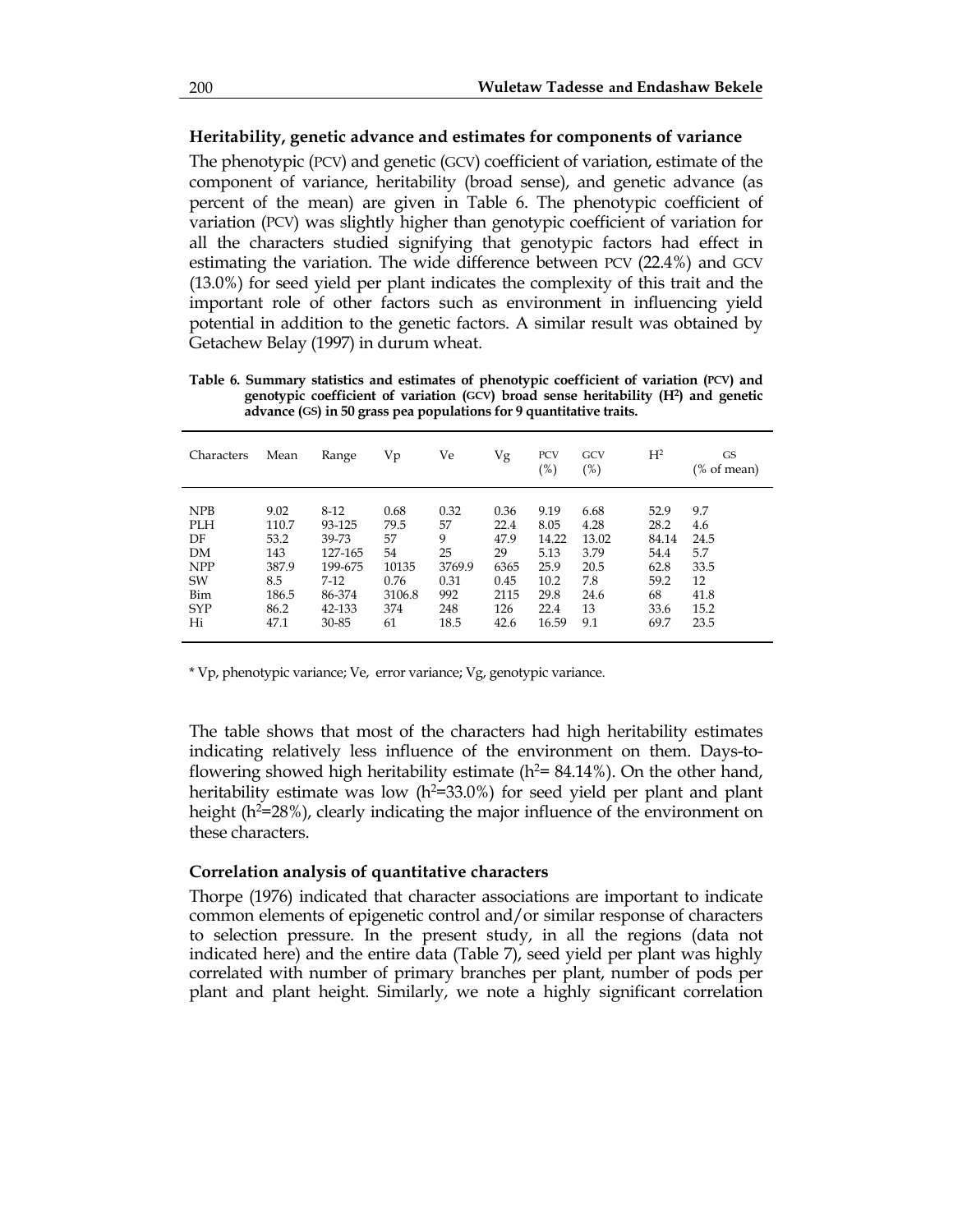### Heritability, genetic advance and estimates for components of variance

The phenotypic (PCV) and genetic (GCV) coefficient of variation, estimate of the component of variance, heritability (broad sense), and genetic advance (as percent of the mean) are given in Table 6. The phenotypic coefficient of variation (PCV) was slightly higher than genotypic coefficient of variation for all the characters studied signifying that genotypic factors had effect in estimating the variation. The wide difference between PCV (22.4%) and GCV (13.0%) for seed yield per plant indicates the complexity of this trait and the important role of other factors such as environment in influencing yield potential in addition to the genetic factors. A similar result was obtained by Getachew Belay (1997) in durum wheat.

**Table 6. Summary statistics and estimates of phenotypic coefficient of variation (PCV) and genotypic coefficient of variation (GCV) broad sense heritability ($H^2$) and genetic advance (GS) in 50 grass pea populations for 9 quantitative traits.**

| Characters | Mean | Range | Vp | Ve | Vg | PCV (%) | GCV (%) | $H^2$ | GS (% of mean) |
|---|---|---|---|---|---|---|---|---|---|
| NPB | 9.02 | 8-12 | 0.68 | 0.32 | 0.36 | 9.19 | 6.68 | 52.9 | 9.7 |
| PLH | 110.7 | 93-125 | 79.5 | 57 | 22.4 | 8.05 | 4.28 | 28.2 | 4.6 |
| DF | 53.2 | 39-73 | 57 | 9 | 47.9 | 14.22 | 13.02 | 84.14 | 24.5 |
| DM | 143 | 127-165 | 54 | 25 | 29 | 5.13 | 3.79 | 54.4 | 5.7 |
| NPP | 387.9 | 199-675 | 10135 | 3769.9 | 6365 | 25.9 | 20.5 | 62.8 | 33.5 |
| SW | 8.5 | 7-12 | 0.76 | 0.31 | 0.45 | 10.2 | 7.8 | 59.2 | 12 |
| Bim | 186.5 | 86-374 | 3106.8 | 992 | 2115 | 29.8 | 24.6 | 68 | 41.8 |
| SYP | 86.2 | 42-133 | 374 | 248 | 126 | 22.4 | 13 | 33.6 | 15.2 |
| Hi | 47.1 | 30-85 | 61 | 18.5 | 42.6 | 16.59 | 9.1 | 69.7 | 23.5 |

* Vp, phenotypic variance; Ve, error variance; Vg, genotypic variance.

The table shows that most of the characters had high heritability estimates indicating relatively less influence of the environment on them. Days-to-flowering showed high heritability estimate ($h^2$= 84.14%). On the other hand, heritability estimate was low ($h^2$=33.0%) for seed yield per plant and plant height ($h^2$=28%), clearly indicating the major influence of the environment on these characters.

### Correlation analysis of quantitative characters

Thorpe (1976) indicated that character associations are important to indicate common elements of epigenetic control and/or similar response of characters to selection pressure. In the present study, in all the regions (data not indicated here) and the entire data (Table 7), seed yield per plant was highly correlated with number of primary branches per plant, number of pods per plant and plant height. Similarly, we note a highly significant correlation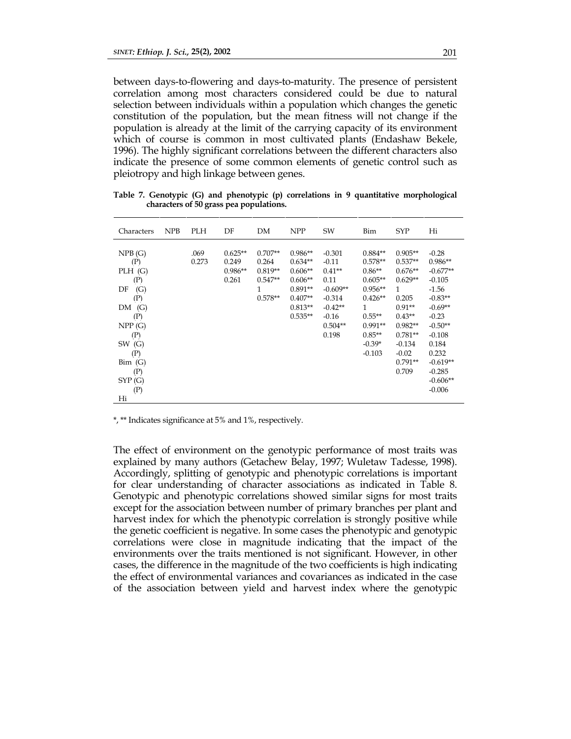between days-to-flowering and days-to-maturity. The presence of persistent correlation among most characters considered could be due to natural selection between individuals within a population which changes the genetic constitution of the population, but the mean fitness will not change if the population is already at the limit of the carrying capacity of its environment which of course is common in most cultivated plants (Endashaw Bekele, 1996). The highly significant correlations between the different characters also indicate the presence of some common elements of genetic control such as pleiotropy and high linkage between genes.

**Table 7. Genotypic (G) and phenotypic (p) correlations in 9 quantitative morphological characters of 50 grass pea populations.**

| Characters | NPB | PLH | DF | DM | NPP | SW | Bim | SYP | Hi |
|---|---|---|---|---|---|---|---|---|---|
| NPB (G) | | .069 | 0.625** | 0.707** | 0.986** | -0.301 | 0.884** | 0.905** | -0.28 |
| (P) | | 0.273 | 0.249 | 0.264 | 0.634** | -0.11 | 0.578** | 0.537** | 0.986** |
| PLH (G) | | | 0.986** | 0.819** | 0.606** | 0.41** | 0.86** | 0.676** | -0.677** |
| (P) | | | 0.261 | 0.547** | 0.606** | 0.11 | 0.605** | 0.629** | -0.105 |
| DF (G) | | | | 1 | 0.891** | -0.609** | 0.956** | 1 | -1.56 |
| (P) | | | | 0.578** | 0.407** | -0.314 | 0.426** | 0.205 | -0.83** |
| DM (G) | | | | | 0.813** | -0.42** | 1 | 0.91** | -0.69** |
| (P) | | | | | 0.535** | -0.16 | 0.55** | 0.43** | -0.23 |
| NPP (G) | | | | | | 0.504** | 0.991** | 0.982** | -0.50** |
| (P) | | | | | | 0.198 | 0.85** | 0.781** | -0.108 |
| SW (G) | | | | | | | -0.39* | -0.134 | 0.184 |
| (P) | | | | | | | -0.103 | -0.02 | 0.232 |
| Bim (G) | | | | | | | | 0.791** | -0.619** |
| (P) | | | | | | | | 0.709 | -0.285 |
| SYP (G) | | | | | | | | | -0.606** |
| (P) | | | | | | | | | -0.006 |
| Hi | | | | | | | | | |

*, ** Indicates significance at 5% and 1%, respectively.

The effect of environment on the genotypic performance of most traits was explained by many authors (Getachew Belay, 1997; Wuletaw Tadesse, 1998). Accordingly, splitting of genotypic and phenotypic correlations is important for clear understanding of character associations as indicated in Table 8. Genotypic and phenotypic correlations showed similar signs for most traits except for the association between number of primary branches per plant and harvest index for which the phenotypic correlation is strongly positive while the genetic coefficient is negative. In some cases the phenotypic and genotypic correlations were close in magnitude indicating that the impact of the environments over the traits mentioned is not significant. However, in other cases, the difference in the magnitude of the two coefficients is high indicating the effect of environmental variances and covariances as indicated in the case of the association between yield and harvest index where the genotypic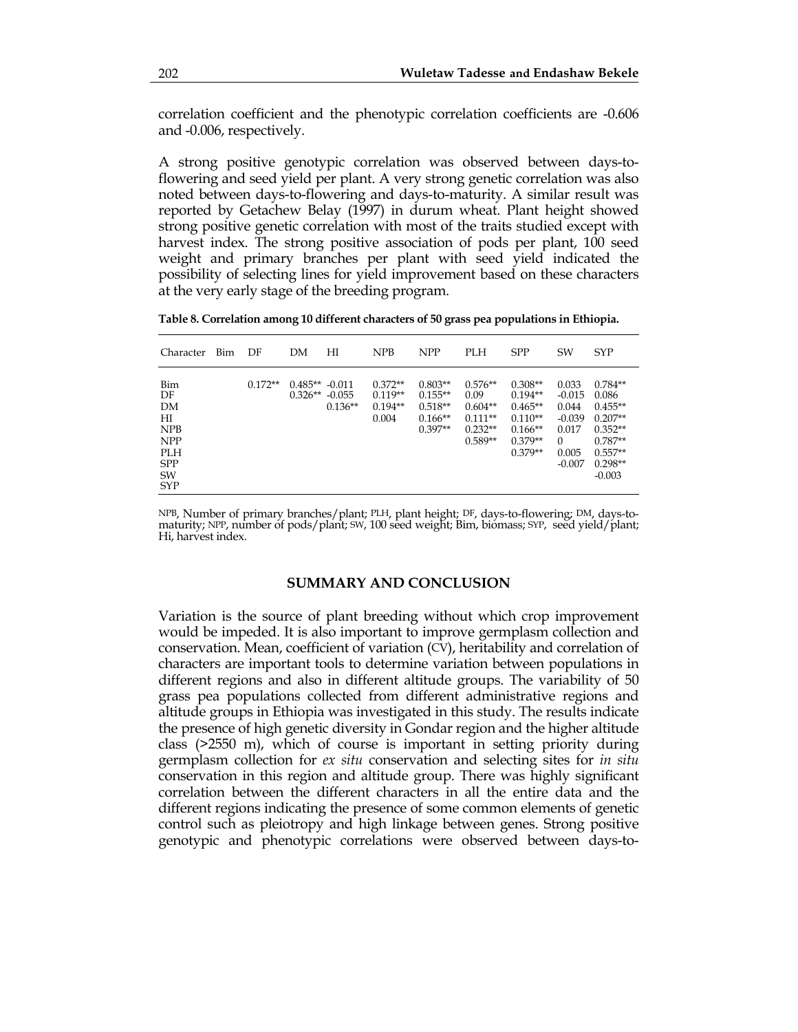correlation coefficient and the phenotypic correlation coefficients are -0.606 and -0.006, respectively.

A strong positive genotypic correlation was observed between days-to-flowering and seed yield per plant. A very strong genetic correlation was also noted between days-to-flowering and days-to-maturity. A similar result was reported by Getachew Belay (1997) in durum wheat. Plant height showed strong positive genetic correlation with most of the traits studied except with harvest index. The strong positive association of pods per plant, 100 seed weight and primary branches per plant with seed yield indicated the possibility of selecting lines for yield improvement based on these characters at the very early stage of the breeding program.

**Table 8. Correlation among 10 different characters of 50 grass pea populations in Ethiopia.**

| Character | Bim | DF | DM | HI | NPB | NPP | PLH | SPP | SW | SYP |
|---|---|---|---|---|---|---|---|---|---|---|
| Bim | | 0.172** | 0.485** | -0.011 | 0.372** | 0.803** | 0.576** | 0.308** | 0.033 | 0.784** |
| DF | | | 0.326** | -0.055 | 0.119** | 0.155** | 0.09 | 0.194** | -0.015 | 0.086 |
| DM | | | | 0.136** | 0.194** | 0.518** | 0.604** | 0.465** | 0.044 | 0.455** |
| HI | | | | | 0.004 | 0.166** | 0.111** | 0.110** | -0.039 | 0.207** |
| NPB | | | | | | 0.397** | 0.232** | 0.166** | 0.017 | 0.352** |
| NPP | | | | | | | 0.589** | 0.379** | 0 | 0.787** |
| PLH | | | | | | | | 0.379** | 0.005 | 0.557** |
| SPP | | | | | | | | | -0.007 | 0.298** |
| SW | | | | | | | | | | -0.003 |
| SYP | | | | | | | | | | |

NPB, Number of primary branches/plant; PLH, plant height; DF, days-to-flowering; DM, days-to-maturity; NPP, number of pods/plant; SW, 100 seed weight; Bim, biomass; SYP, seed yield/plant; Hi, harvest index.

## SUMMARY AND CONCLUSION

Variation is the source of plant breeding without which crop improvement would be impeded. It is also important to improve germplasm collection and conservation. Mean, coefficient of variation (CV), heritability and correlation of characters are important tools to determine variation between populations in different regions and also in different altitude groups. The variability of 50 grass pea populations collected from different administrative regions and altitude groups in Ethiopia was investigated in this study. The results indicate the presence of high genetic diversity in Gondar region and the higher altitude class (>2550 m), which of course is important in setting priority during germplasm collection for *ex situ* conservation and selecting sites for *in situ* conservation in this region and altitude group. There was highly significant correlation between the different characters in all the entire data and the different regions indicating the presence of some common elements of genetic control such as pleiotropy and high linkage between genes. Strong positive genotypic and phenotypic correlations were observed between days-to-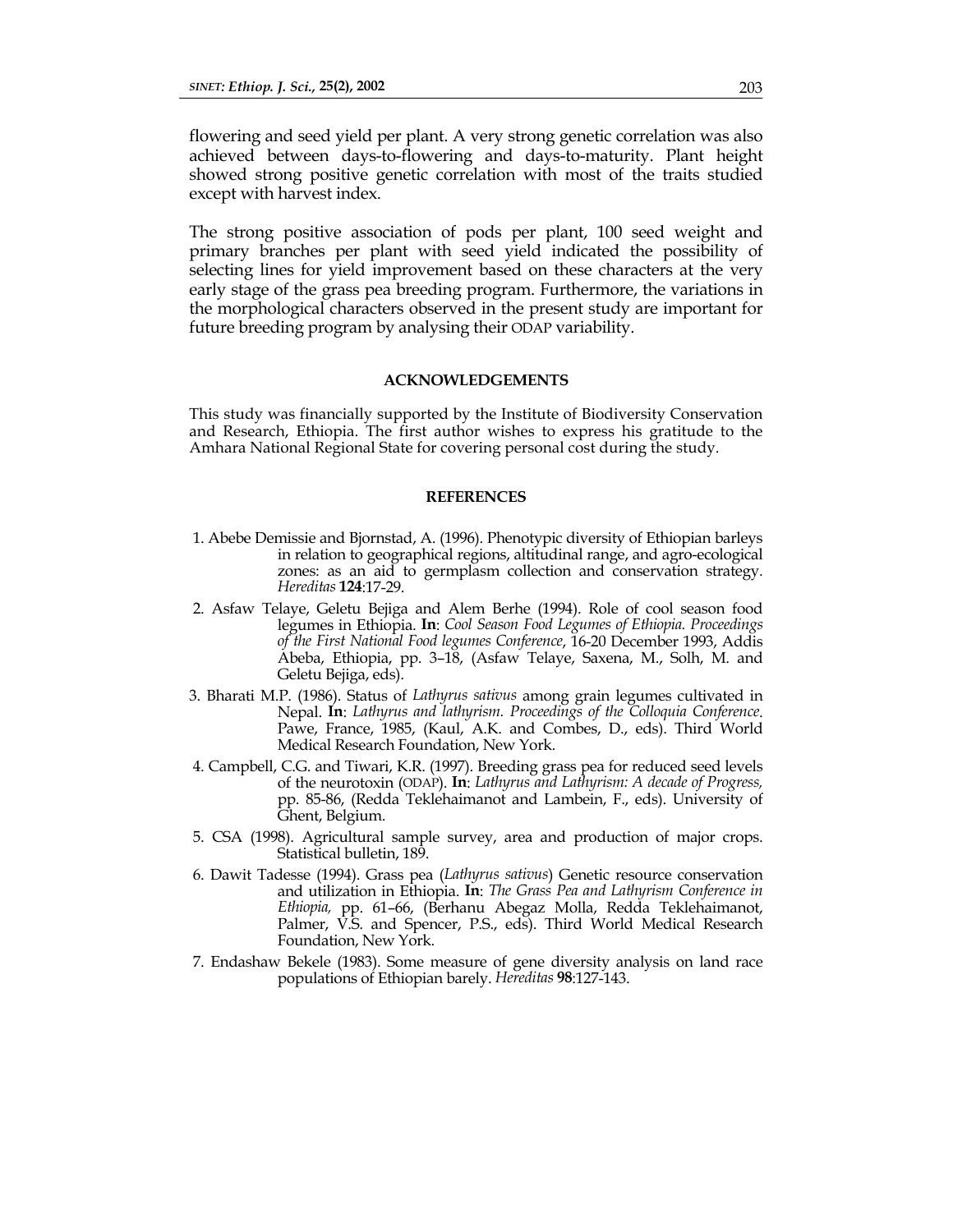flowering and seed yield per plant. A very strong genetic correlation was also achieved between days-to-flowering and days-to-maturity. Plant height showed strong positive genetic correlation with most of the traits studied except with harvest index.

The strong positive association of pods per plant, 100 seed weight and primary branches per plant with seed yield indicated the possibility of selecting lines for yield improvement based on these characters at the very early stage of the grass pea breeding program. Furthermore, the variations in the morphological characters observed in the present study are important for future breeding program by analysing their ODAP variability.

## ACKNOWLEDGEMENTS

This study was financially supported by the Institute of Biodiversity Conservation and Research, Ethiopia. The first author wishes to express his gratitude to the Amhara National Regional State for covering personal cost during the study.

## REFERENCES

1. Abebe Demissie and Bjornstad, A. (1996). Phenotypic diversity of Ethiopian barleys in relation to geographical regions, altitudinal range, and agro-ecological zones: as an aid to germplasm collection and conservation strategy. *Hereditas* **124**:17-29.
2. Asfaw Telaye, Geletu Bejiga and Alem Berhe (1994). Role of cool season food legumes in Ethiopia. **In**: *Cool Season Food Legumes of Ethiopia. Proceedings of the First National Food legumes Conference*, 16-20 December 1993, Addis Abeba, Ethiopia, pp. 3–18, (Asfaw Telaye, Saxena, M., Solh, M. and Geletu Bejiga, eds).
3. Bharati M.P. (1986). Status of *Lathyrus sativus* among grain legumes cultivated in Nepal. **In**: *Lathyrus and lathyrism. Proceedings of the Colloquia Conference*. Pawe, France, 1985, (Kaul, A.K. and Combes, D., eds). Third World Medical Research Foundation, New York.
4. Campbell, C.G. and Tiwari, K.R. (1997). Breeding grass pea for reduced seed levels of the neurotoxin (ODAP). **In**: *Lathyrus and Lathyrism: A decade of Progress,* pp. 85-86, (Redda Teklehaimanot and Lambein, F., eds). University of Ghent, Belgium.
5. CSA (1998). Agricultural sample survey, area and production of major crops. Statistical bulletin, 189.
6. Dawit Tadesse (1994). Grass pea (*Lathyrus sativus*) Genetic resource conservation and utilization in Ethiopia. **In**: *The Grass Pea and Lathyrism Conference in Ethiopia,* pp. 61–66, (Berhanu Abegaz Molla, Redda Teklehaimanot, Palmer, V.S. and Spencer, P.S., eds). Third World Medical Research Foundation, New York.
7. Endashaw Bekele (1983). Some measure of gene diversity analysis on land race populations of Ethiopian barely. *Hereditas* **98**:127-143.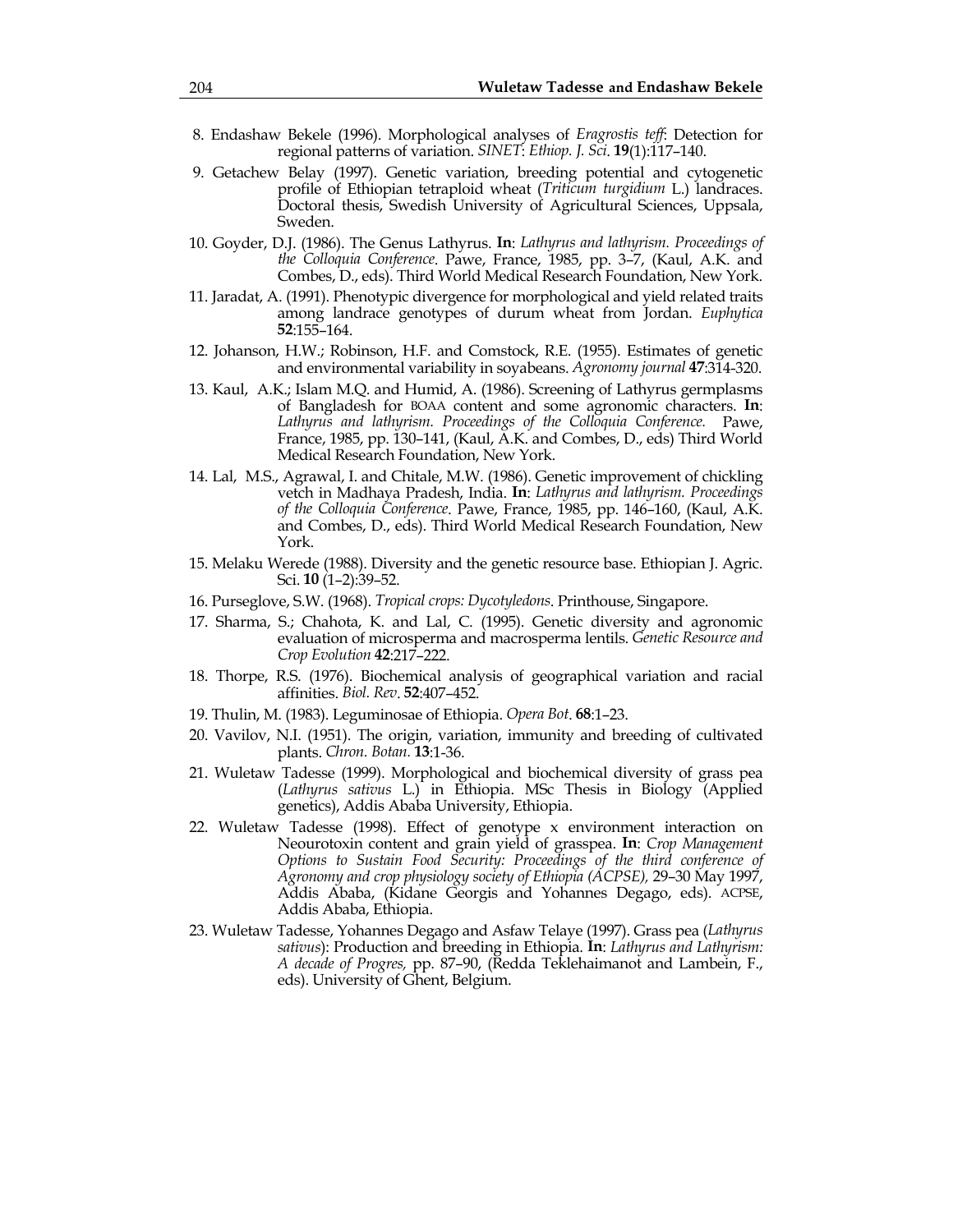8. Endashaw Bekele (1996). Morphological analyses of *Eragrostis teff*: Detection for regional patterns of variation. *SINET: Ethiop. J. Sci.* **19**(1):117–140.

9. Getachew Belay (1997). Genetic variation, breeding potential and cytogenetic profile of Ethiopian tetraploid wheat (*Triticum turgidium* L.) landraces. Doctoral thesis, Swedish University of Agricultural Sciences, Uppsala, Sweden.

10. Goyder, D.J. (1986). The Genus Lathyrus. **In**: *Lathyrus and lathyrism. Proceedings of the Colloquia Conference*. Pawe, France, 1985, pp. 3–7, (Kaul, A.K. and Combes, D., eds). Third World Medical Research Foundation, New York.

11. Jaradat, A. (1991). Phenotypic divergence for morphological and yield related traits among landrace genotypes of durum wheat from Jordan. *Euphytica* **52**:155–164.

12. Johanson, H.W.; Robinson, H.F. and Comstock, R.E. (1955). Estimates of genetic and environmental variability in soyabeans. *Agronomy journal* **47**:314-320.

13. Kaul, A.K.; Islam M.Q. and Humid, A. (1986). Screening of Lathyrus germplasms of Bangladesh for BOAA content and some agronomic characters. **In**: *Lathyrus and lathyrism. Proceedings of the Colloquia Conference.* Pawe, France, 1985, pp. 130–141, (Kaul, A.K. and Combes, D., eds) Third World Medical Research Foundation, New York.

14. Lal, M.S., Agrawal, I. and Chitale, M.W. (1986). Genetic improvement of chickling vetch in Madhaya Pradesh, India. **In**: *Lathyrus and lathyrism. Proceedings of the Colloquia Conference*. Pawe, France, 1985, pp. 146–160, (Kaul, A.K. and Combes, D., eds). Third World Medical Research Foundation, New York.

15. Melaku Werede (1988). Diversity and the genetic resource base. Ethiopian J. Agric. Sci. **10** (1–2):39–52.

16. Purseglove, S.W. (1968). *Tropical crops: Dycotyledons*. Printhouse, Singapore.

17. Sharma, S.; Chahota, K. and Lal, C. (1995). Genetic diversity and agronomic evaluation of microsperma and macrosperma lentils. *Genetic Resource and Crop Evolution* **42**:217–222.

18. Thorpe, R.S. (1976). Biochemical analysis of geographical variation and racial affinities. *Biol. Rev*. **52**:407–452.

19. Thulin, M. (1983). Leguminosae of Ethiopia. *Opera Bot*. **68**:1–23.

20. Vavilov, N.I. (1951). The origin, variation, immunity and breeding of cultivated plants. *Chron. Botan.* **13**:1-36.

21. Wuletaw Tadesse (1999). Morphological and biochemical diversity of grass pea (*Lathyrus sativus* L.) in Ethiopia. MSc Thesis in Biology (Applied genetics), Addis Ababa University, Ethiopia.

22. Wuletaw Tadesse (1998). Effect of genotype x environment interaction on Neourotoxin content and grain yield of grasspea. **In**: *Crop Management Options to Sustain Food Security: Proceedings of the third conference of Agronomy and crop physiology society of Ethiopia (ACPSE),* 29–30 May 1997, Addis Ababa, (Kidane Georgis and Yohannes Degago, eds). ACPSE, Addis Ababa, Ethiopia.

23. Wuletaw Tadesse, Yohannes Degago and Asfaw Telaye (1997). Grass pea (*Lathyrus sativus*): Production and breeding in Ethiopia. **In**: *Lathyrus and Lathyrism: A decade of Progres,* pp. 87–90, (Redda Teklehaimanot and Lambein, F., eds). University of Ghent, Belgium.